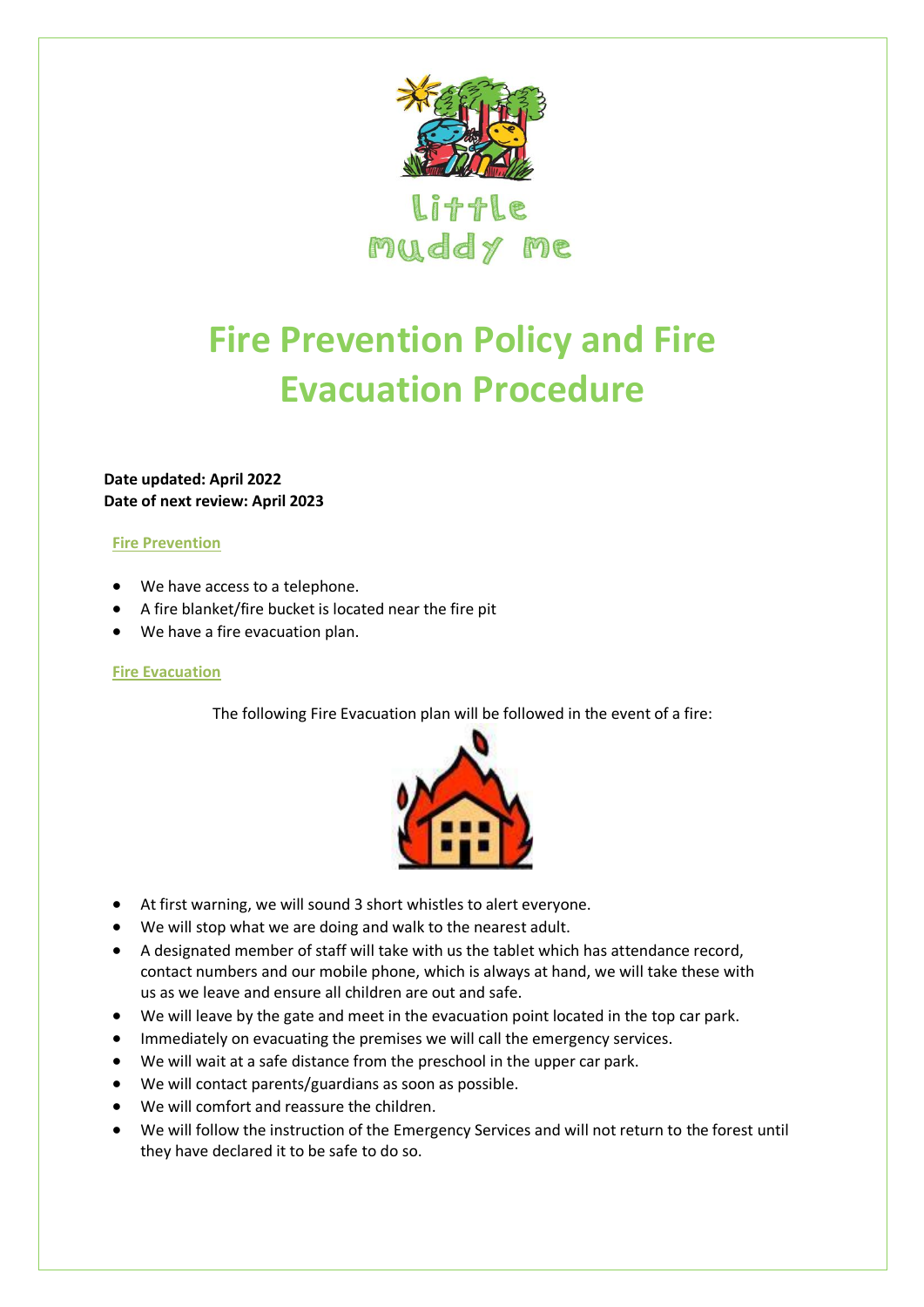Little Muddy Me

# Fire Prevention Policy and Fire Evacuation Procedure

**Date updated: April 2022**
**Date of next review: April 2023**

## Fire Prevention

- We have access to a telephone.
- A fire blanket/fire bucket is located near the fire pit
- We have a fire evacuation plan.

## Fire Evacuation

The following Fire Evacuation plan will be followed in the event of a fire:

- At first warning, we will sound 3 short whistles to alert everyone.
- We will stop what we are doing and walk to the nearest adult.
- A designated member of staff will take with us the tablet which has attendance record, contact numbers and our mobile phone, which is always at hand, we will take these with us as we leave and ensure all children are out and safe.
- We will leave by the gate and meet in the evacuation point located in the top car park.
- Immediately on evacuating the premises we will call the emergency services.
- We will wait at a safe distance from the preschool in the upper car park.
- We will contact parents/guardians as soon as possible.
- We will comfort and reassure the children.
- We will follow the instruction of the Emergency Services and will not return to the forest until they have declared it to be safe to do so.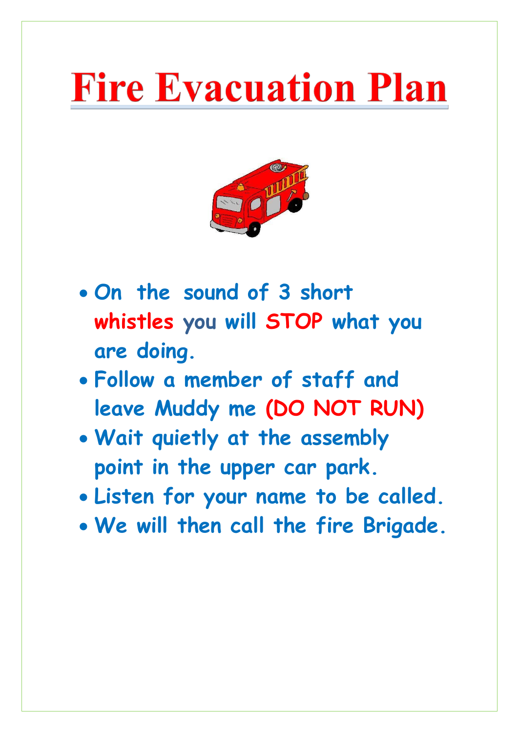# Fire Evacuation Plan

- On the sound of 3 short **whistles** you will **STOP** what you are doing.
- Follow a member of staff and leave Muddy me **(DO NOT RUN)**
- Wait quietly at the assembly point in the upper car park.
- Listen for your name to be called.
- We will then call the fire Brigade.